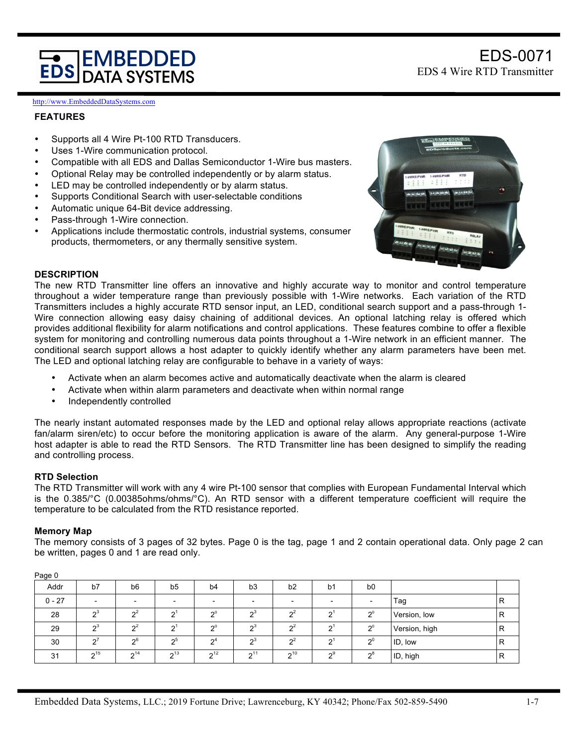# EDS-0071

EDS 4 Wire RTD Transmitter

http://www.EmbeddedDataSystems.com

## FEATURES

- Supports all 4 Wire Pt-100 RTD Transducers.
- Uses 1-Wire communication protocol.
- Compatible with all EDS and Dallas Semiconductor 1-Wire bus masters.
- Optional Relay may be controlled independently or by alarm status.
- LED may be controlled independently or by alarm status.
- Supports Conditional Search with user-selectable conditions
- Automatic unique 64-Bit device addressing.
- Pass-through 1-Wire connection.
- Applications include thermostatic controls, industrial systems, consumer products, thermometers, or any thermally sensitive system.

## DESCRIPTION

The new RTD Transmitter line offers an innovative and highly accurate way to monitor and control temperature throughout a wider temperature range than previously possible with 1-Wire networks. Each variation of the RTD Transmitters includes a highly accurate RTD sensor input, an LED, conditional search support and a pass-through 1-Wire connection allowing easy daisy chaining of additional devices. An optional latching relay is offered which provides additional flexibility for alarm notifications and control applications. These features combine to offer a flexible system for monitoring and controlling numerous data points throughout a 1-Wire network in an efficient manner. The conditional search support allows a host adapter to quickly identify whether any alarm parameters have been met. The LED and optional latching relay are configurable to behave in a variety of ways:

- Activate when an alarm becomes active and automatically deactivate when the alarm is cleared
- Activate when within alarm parameters and deactivate when within normal range
- Independently controlled

The nearly instant automated responses made by the LED and optional relay allows appropriate reactions (activate fan/alarm siren/etc) to occur before the monitoring application is aware of the alarm. Any general-purpose 1-Wire host adapter is able to read the RTD Sensors. The RTD Transmitter line has been designed to simplify the reading and controlling process.

### RTD Selection

The RTD Transmitter will work with any 4 wire Pt-100 sensor that complies with European Fundamental Interval which is the 0.385/°C (0.00385ohms/ohms/°C). An RTD sensor with a different temperature coefficient will require the temperature to be calculated from the RTD resistance reported.

### Memory Map

The memory consists of 3 pages of 32 bytes. Page 0 is the tag, page 1 and 2 contain operational data. Only page 2 can be written, pages 0 and 1 are read only.

Page 0

| Addr | b7 | b6 | b5 | b4 | b3 | b2 | b1 | b0 | | |
|---|---|---|---|---|---|---|---|---|---|---|
| 0 - 27 | - | - | - | - | - | - | - | - | Tag | R |
| 28 | $2^3$ | $2^2$ | $2^1$ | $2^0$ | $2^3$ | $2^2$ | $2^1$ | $2^0$ | Version, low | R |
| 29 | $2^3$ | $2^2$ | $2^1$ | $2^0$ | $2^3$ | $2^2$ | $2^1$ | $2^0$ | Version, high | R |
| 30 | $2^7$ | $2^6$ | $2^5$ | $2^4$ | $2^3$ | $2^2$ | $2^1$ | $2^0$ | ID, low | R |
| 31 | $2^{15}$ | $2^{14}$ | $2^{13}$ | $2^{12}$ | $2^{11}$ | $2^{10}$ | $2^9$ | $2^8$ | ID, high | R |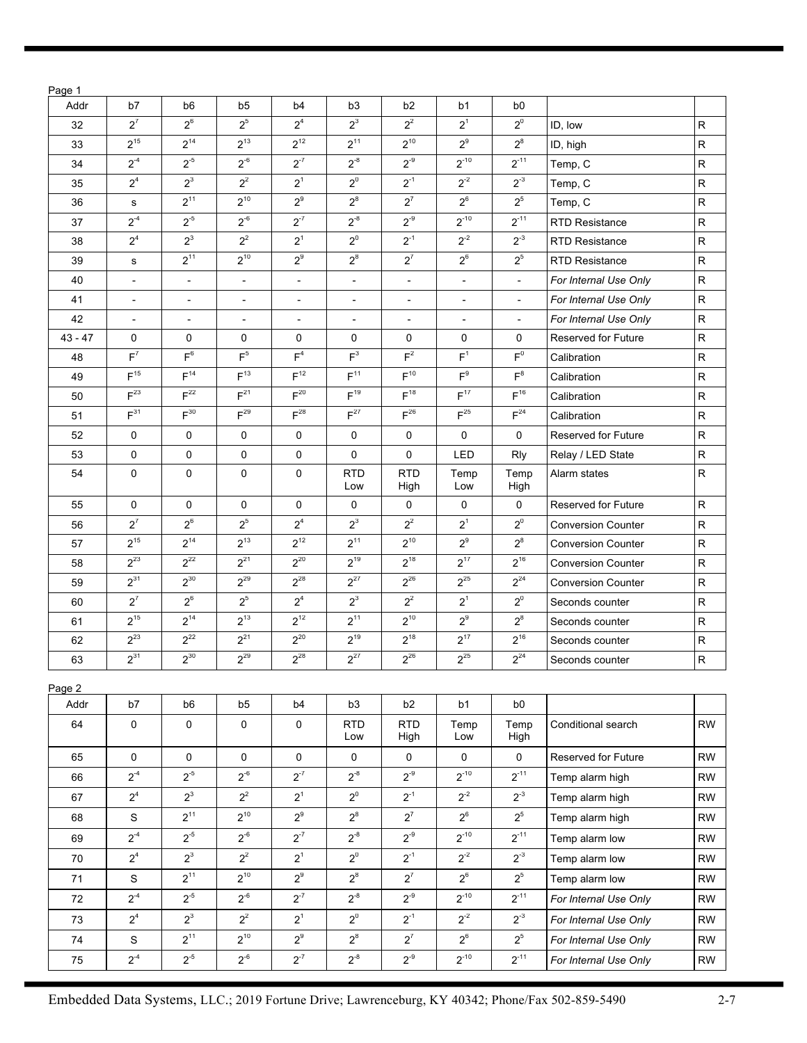Page 1

| Addr | b7 | b6 | b5 | b4 | b3 | b2 | b1 | b0 | | |
|---|---|---|---|---|---|---|---|---|---|---|
| 32 | $2^7$ | $2^6$ | $2^5$ | $2^4$ | $2^3$ | $2^2$ | $2^1$ | $2^0$ | ID, low | R |
| 33 | $2^{15}$ | $2^{14}$ | $2^{13}$ | $2^{12}$ | $2^{11}$ | $2^{10}$ | $2^9$ | $2^8$ | ID, high | R |
| 34 | $2^{-4}$ | $2^{-5}$ | $2^{-6}$ | $2^{-7}$ | $2^{-8}$ | $2^{-9}$ | $2^{-10}$ | $2^{-11}$ | Temp, C | R |
| 35 | $2^4$ | $2^3$ | $2^2$ | $2^1$ | $2^0$ | $2^{-1}$ | $2^{-2}$ | $2^{-3}$ | Temp, C | R |
| 36 | s | $2^{11}$ | $2^{10}$ | $2^9$ | $2^8$ | $2^7$ | $2^6$ | $2^5$ | Temp, C | R |
| 37 | $2^{-4}$ | $2^{-5}$ | $2^{-6}$ | $2^{-7}$ | $2^{-8}$ | $2^{-9}$ | $2^{-10}$ | $2^{-11}$ | RTD Resistance | R |
| 38 | $2^4$ | $2^3$ | $2^2$ | $2^1$ | $2^0$ | $2^{-1}$ | $2^{-2}$ | $2^{-3}$ | RTD Resistance | R |
| 39 | s | $2^{11}$ | $2^{10}$ | $2^9$ | $2^8$ | $2^7$ | $2^6$ | $2^5$ | RTD Resistance | R |
| 40 | - | - | - | - | - | - | - | - | *For Internal Use Only* | R |
| 41 | - | - | - | - | - | - | - | - | *For Internal Use Only* | R |
| 42 | - | - | - | - | - | - | - | - | *For Internal Use Only* | R |
| 43 - 47 | 0 | 0 | 0 | 0 | 0 | 0 | 0 | 0 | Reserved for Future | R |
| 48 | $F^7$ | $F^6$ | $F^5$ | $F^4$ | $F^3$ | $F^2$ | $F^1$ | $F^0$ | Calibration | R |
| 49 | $F^{15}$ | $F^{14}$ | $F^{13}$ | $F^{12}$ | $F^{11}$ | $F^{10}$ | $F^9$ | $F^8$ | Calibration | R |
| 50 | $F^{23}$ | $F^{22}$ | $F^{21}$ | $F^{20}$ | $F^{19}$ | $F^{18}$ | $F^{17}$ | $F^{16}$ | Calibration | R |
| 51 | $F^{31}$ | $F^{30}$ | $F^{29}$ | $F^{28}$ | $F^{27}$ | $F^{26}$ | $F^{25}$ | $F^{24}$ | Calibration | R |
| 52 | 0 | 0 | 0 | 0 | 0 | 0 | 0 | 0 | Reserved for Future | R |
| 53 | 0 | 0 | 0 | 0 | 0 | 0 | LED | Rly | Relay / LED State | R |
| 54 | 0 | 0 | 0 | 0 | RTD Low | RTD High | Temp Low | Temp High | Alarm states | R |
| 55 | 0 | 0 | 0 | 0 | 0 | 0 | 0 | 0 | Reserved for Future | R |
| 56 | $2^7$ | $2^6$ | $2^5$ | $2^4$ | $2^3$ | $2^2$ | $2^1$ | $2^0$ | Conversion Counter | R |
| 57 | $2^{15}$ | $2^{14}$ | $2^{13}$ | $2^{12}$ | $2^{11}$ | $2^{10}$ | $2^9$ | $2^8$ | Conversion Counter | R |
| 58 | $2^{23}$ | $2^{22}$ | $2^{21}$ | $2^{20}$ | $2^{19}$ | $2^{18}$ | $2^{17}$ | $2^{16}$ | Conversion Counter | R |
| 59 | $2^{31}$ | $2^{30}$ | $2^{29}$ | $2^{28}$ | $2^{27}$ | $2^{26}$ | $2^{25}$ | $2^{24}$ | Conversion Counter | R |
| 60 | $2^7$ | $2^6$ | $2^5$ | $2^4$ | $2^3$ | $2^2$ | $2^1$ | $2^0$ | Seconds counter | R |
| 61 | $2^{15}$ | $2^{14}$ | $2^{13}$ | $2^{12}$ | $2^{11}$ | $2^{10}$ | $2^9$ | $2^8$ | Seconds counter | R |
| 62 | $2^{23}$ | $2^{22}$ | $2^{21}$ | $2^{20}$ | $2^{19}$ | $2^{18}$ | $2^{17}$ | $2^{16}$ | Seconds counter | R |
| 63 | $2^{31}$ | $2^{30}$ | $2^{29}$ | $2^{28}$ | $2^{27}$ | $2^{26}$ | $2^{25}$ | $2^{24}$ | Seconds counter | R |

Page 2

| Addr | b7 | b6 | b5 | b4 | b3 | b2 | b1 | b0 | | |
|---|---|---|---|---|---|---|---|---|---|---|
| 64 | 0 | 0 | 0 | 0 | RTD Low | RTD High | Temp Low | Temp High | Conditional search | RW |
| 65 | 0 | 0 | 0 | 0 | 0 | 0 | 0 | 0 | Reserved for Future | RW |
| 66 | $2^{-4}$ | $2^{-5}$ | $2^{-6}$ | $2^{-7}$ | $2^{-8}$ | $2^{-9}$ | $2^{-10}$ | $2^{-11}$ | Temp alarm high | RW |
| 67 | $2^4$ | $2^3$ | $2^2$ | $2^1$ | $2^0$ | $2^{-1}$ | $2^{-2}$ | $2^{-3}$ | Temp alarm high | RW |
| 68 | S | $2^{11}$ | $2^{10}$ | $2^9$ | $2^8$ | $2^7$ | $2^6$ | $2^5$ | Temp alarm high | RW |
| 69 | $2^{-4}$ | $2^{-5}$ | $2^{-6}$ | $2^{-7}$ | $2^{-8}$ | $2^{-9}$ | $2^{-10}$ | $2^{-11}$ | Temp alarm low | RW |
| 70 | $2^4$ | $2^3$ | $2^2$ | $2^1$ | $2^0$ | $2^{-1}$ | $2^{-2}$ | $2^{-3}$ | Temp alarm low | RW |
| 71 | S | $2^{11}$ | $2^{10}$ | $2^9$ | $2^8$ | $2^7$ | $2^6$ | $2^5$ | Temp alarm low | RW |
| 72 | $2^{-4}$ | $2^{-5}$ | $2^{-6}$ | $2^{-7}$ | $2^{-8}$ | $2^{-9}$ | $2^{-10}$ | $2^{-11}$ | *For Internal Use Only* | RW |
| 73 | $2^4$ | $2^3$ | $2^2$ | $2^1$ | $2^0$ | $2^{-1}$ | $2^{-2}$ | $2^{-3}$ | *For Internal Use Only* | RW |
| 74 | S | $2^{11}$ | $2^{10}$ | $2^9$ | $2^8$ | $2^7$ | $2^6$ | $2^5$ | *For Internal Use Only* | RW |
| 75 | $2^{-4}$ | $2^{-5}$ | $2^{-6}$ | $2^{-7}$ | $2^{-8}$ | $2^{-9}$ | $2^{-10}$ | $2^{-11}$ | *For Internal Use Only* | RW |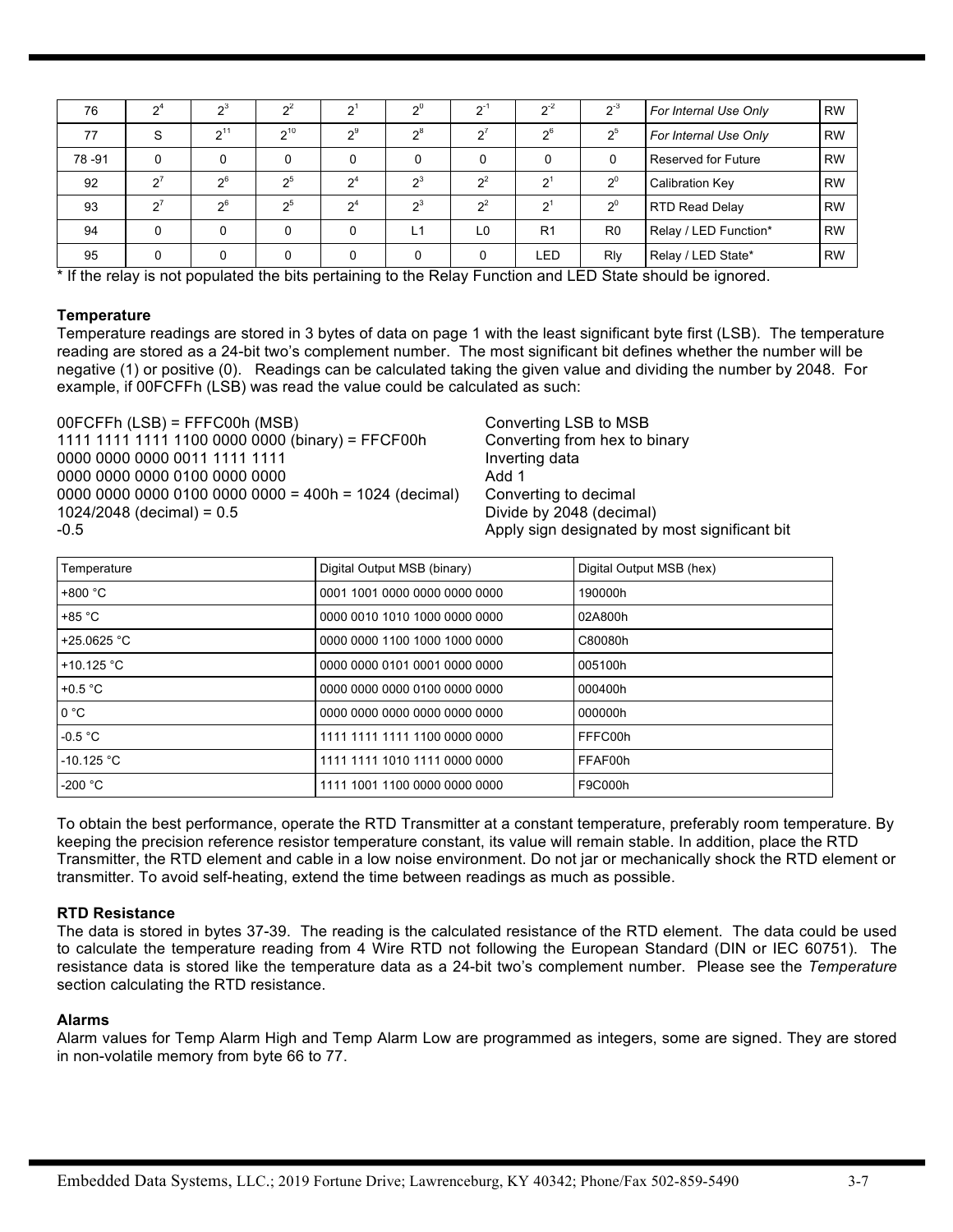| 76 | $2^4$ | $2^3$ | $2^2$ | $2^1$ | $2^0$ | $2^{-1}$ | $2^{-2}$ | $2^{-3}$ | *For Internal Use Only* | RW |
|---|---|---|---|---|---|---|---|---|---|---|
| 77 | S | $2^{11}$ | $2^{10}$ | $2^9$ | $2^8$ | $2^7$ | $2^6$ | $2^5$ | *For Internal Use Only* | RW |
| 78 -91 | 0 | 0 | 0 | 0 | 0 | 0 | 0 | 0 | Reserved for Future | RW |
| 92 | $2^7$ | $2^6$ | $2^5$ | $2^4$ | $2^3$ | $2^2$ | $2^1$ | $2^0$ | Calibration Key | RW |
| 93 | $2^7$ | $2^6$ | $2^5$ | $2^4$ | $2^3$ | $2^2$ | $2^1$ | $2^0$ | RTD Read Delay | RW |
| 94 | 0 | 0 | 0 | 0 | L1 | L0 | R1 | R0 | Relay / LED Function* | RW |
| 95 | 0 | 0 | 0 | 0 | 0 | 0 | LED | Rly | Relay / LED State* | RW |

* If the relay is not populated the bits pertaining to the Relay Function and LED State should be ignored.

**Temperature**

Temperature readings are stored in 3 bytes of data on page 1 with the least significant byte first (LSB). The temperature reading are stored as a 24-bit two's complement number. The most significant bit defines whether the number will be negative (1) or positive (0). Readings can be calculated taking the given value and dividing the number by 2048. For example, if 00FCFFh (LSB) was read the value could be calculated as such:

| | |
|---|---|
| 00FCFFh (LSB) = FFFC00h (MSB) | Converting LSB to MSB |
| 1111 1111 1111 1100 0000 0000 (binary) = FFCF00h | Converting from hex to binary |
| 0000 0000 0000 0011 1111 1111 | Inverting data |
| 0000 0000 0000 0100 0000 0000 | Add 1 |
| 0000 0000 0000 0100 0000 0000 = 400h = 1024 (decimal) | Converting to decimal |
| 1024/2048 (decimal) = 0.5 | Divide by 2048 (decimal) |
| -0.5 | Apply sign designated by most significant bit |

| Temperature | Digital Output MSB (binary) | Digital Output MSB (hex) |
|---|---|---|
| +800 °C | 0001 1001 0000 0000 0000 0000 | 190000h |
| +85 °C | 0000 0010 1010 1000 0000 0000 | 02A800h |
| +25.0625 °C | 0000 0000 1100 1000 1000 0000 | C80080h |
| +10.125 °C | 0000 0000 0101 0001 0000 0000 | 005100h |
| +0.5 °C | 0000 0000 0000 0100 0000 0000 | 000400h |
| 0 °C | 0000 0000 0000 0000 0000 0000 | 000000h |
| -0.5 °C | 1111 1111 1111 1100 0000 0000 | FFFC00h |
| -10.125 °C | 1111 1111 1010 1111 0000 0000 | FFAF00h |
| -200 °C | 1111 1001 1100 0000 0000 0000 | F9C000h |

To obtain the best performance, operate the RTD Transmitter at a constant temperature, preferably room temperature. By keeping the precision reference resistor temperature constant, its value will remain stable. In addition, place the RTD Transmitter, the RTD element and cable in a low noise environment. Do not jar or mechanically shock the RTD element or transmitter. To avoid self-heating, extend the time between readings as much as possible.

**RTD Resistance**

The data is stored in bytes 37-39. The reading is the calculated resistance of the RTD element. The data could be used to calculate the temperature reading from 4 Wire RTD not following the European Standard (DIN or IEC 60751). The resistance data is stored like the temperature data as a 24-bit two's complement number. Please see the *Temperature* section calculating the RTD resistance.

**Alarms**

Alarm values for Temp Alarm High and Temp Alarm Low are programmed as integers, some are signed. They are stored in non-volatile memory from byte 66 to 77.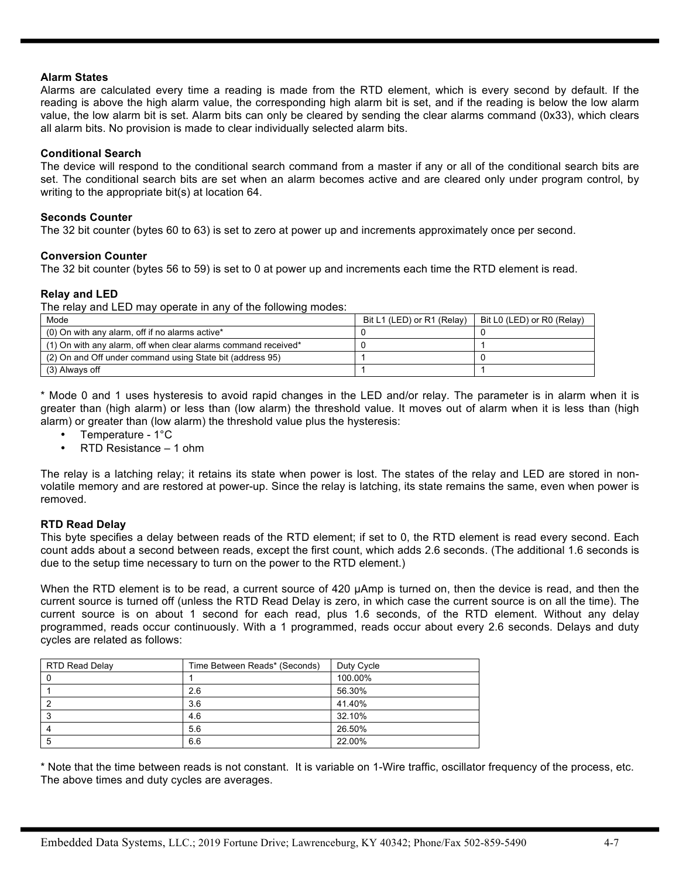**Alarm States**

Alarms are calculated every time a reading is made from the RTD element, which is every second by default. If the reading is above the high alarm value, the corresponding high alarm bit is set, and if the reading is below the low alarm value, the low alarm bit is set. Alarm bits can only be cleared by sending the clear alarms command (0x33), which clears all alarm bits. No provision is made to clear individually selected alarm bits.

**Conditional Search**

The device will respond to the conditional search command from a master if any or all of the conditional search bits are set. The conditional search bits are set when an alarm becomes active and are cleared only under program control, by writing to the appropriate bit(s) at location 64.

**Seconds Counter**

The 32 bit counter (bytes 60 to 63) is set to zero at power up and increments approximately once per second.

**Conversion Counter**

The 32 bit counter (bytes 56 to 59) is set to 0 at power up and increments each time the RTD element is read.

**Relay and LED**

The relay and LED may operate in any of the following modes:

| Mode | Bit L1 (LED) or R1 (Relay) | Bit L0 (LED) or R0 (Relay) |
|---|---|---|
| (0) On with any alarm, off if no alarms active* | 0 | 0 |
| (1) On with any alarm, off when clear alarms command received* | 0 | 1 |
| (2) On and Off under command using State bit (address 95) | 1 | 0 |
| (3) Always off | 1 | 1 |

* Mode 0 and 1 uses hysteresis to avoid rapid changes in the LED and/or relay. The parameter is in alarm when it is greater than (high alarm) or less than (low alarm) the threshold value. It moves out of alarm when it is less than (high alarm) or greater than (low alarm) the threshold value plus the hysteresis:

- Temperature - 1°C
- RTD Resistance – 1 ohm

The relay is a latching relay; it retains its state when power is lost. The states of the relay and LED are stored in non-volatile memory and are restored at power-up. Since the relay is latching, its state remains the same, even when power is removed.

**RTD Read Delay**

This byte specifies a delay between reads of the RTD element; if set to 0, the RTD element is read every second. Each count adds about a second between reads, except the first count, which adds 2.6 seconds. (The additional 1.6 seconds is due to the setup time necessary to turn on the power to the RTD element.)

When the RTD element is to be read, a current source of 420 μAmp is turned on, then the device is read, and then the current source is turned off (unless the RTD Read Delay is zero, in which case the current source is on all the time). The current source is on about 1 second for each read, plus 1.6 seconds, of the RTD element. Without any delay programmed, reads occur continuously. With a 1 programmed, reads occur about every 2.6 seconds. Delays and duty cycles are related as follows:

| RTD Read Delay | Time Between Reads* (Seconds) | Duty Cycle |
|---|---|---|
| 0 | 1 | 100.00% |
| 1 | 2.6 | 56.30% |
| 2 | 3.6 | 41.40% |
| 3 | 4.6 | 32.10% |
| 4 | 5.6 | 26.50% |
| 5 | 6.6 | 22.00% |

* Note that the time between reads is not constant. It is variable on 1-Wire traffic, oscillator frequency of the process, etc. The above times and duty cycles are averages.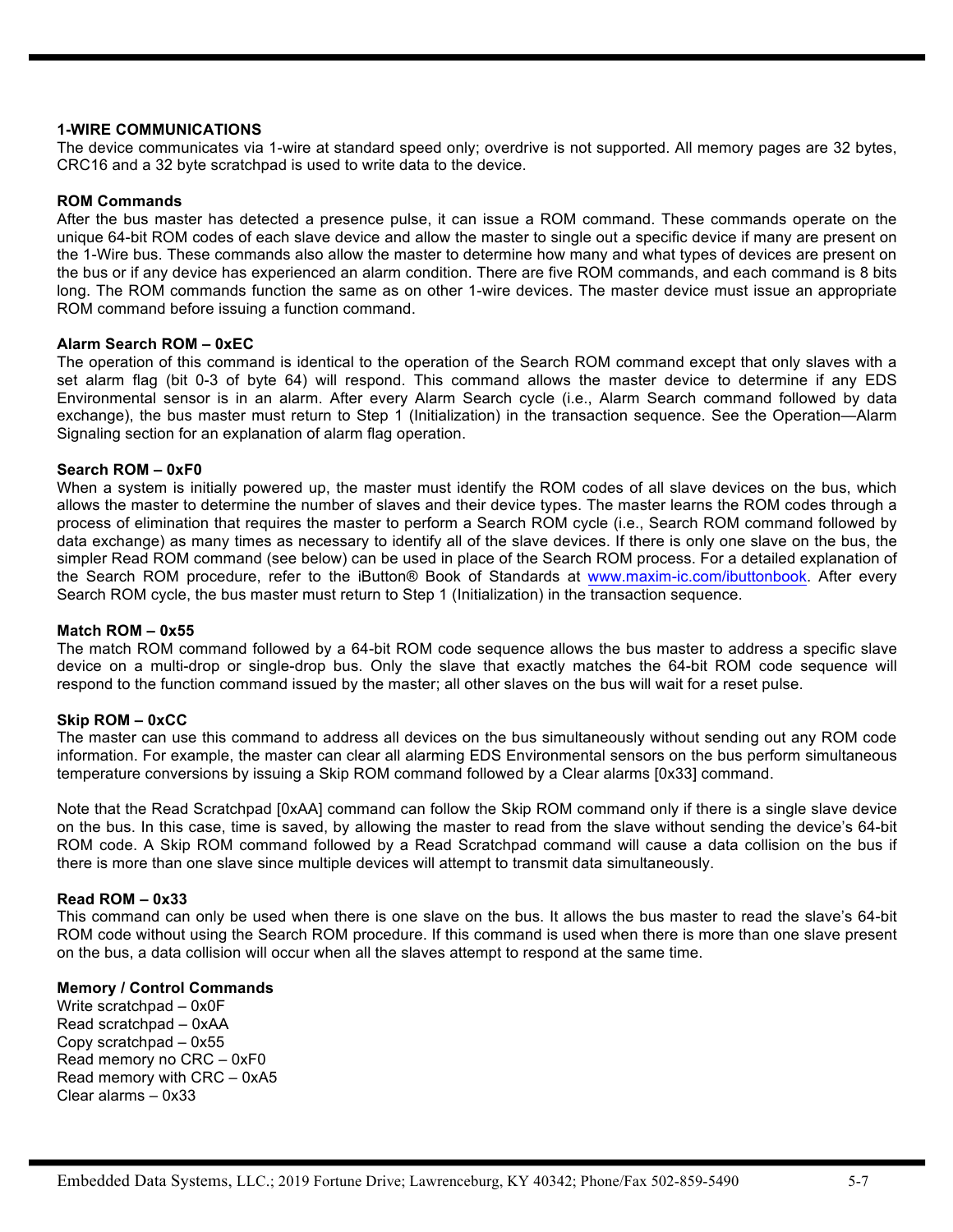## 1-WIRE COMMUNICATIONS

The device communicates via 1-wire at standard speed only; overdrive is not supported. All memory pages are 32 bytes, CRC16 and a 32 byte scratchpad is used to write data to the device.

### ROM Commands

After the bus master has detected a presence pulse, it can issue a ROM command. These commands operate on the unique 64-bit ROM codes of each slave device and allow the master to single out a specific device if many are present on the 1-Wire bus. These commands also allow the master to determine how many and what types of devices are present on the bus or if any device has experienced an alarm condition. There are five ROM commands, and each command is 8 bits long. The ROM commands function the same as on other 1-wire devices. The master device must issue an appropriate ROM command before issuing a function command.

### Alarm Search ROM – 0xEC

The operation of this command is identical to the operation of the Search ROM command except that only slaves with a set alarm flag (bit 0-3 of byte 64) will respond. This command allows the master device to determine if any EDS Environmental sensor is in an alarm. After every Alarm Search cycle (i.e., Alarm Search command followed by data exchange), the bus master must return to Step 1 (Initialization) in the transaction sequence. See the Operation—Alarm Signaling section for an explanation of alarm flag operation.

### Search ROM – 0xF0

When a system is initially powered up, the master must identify the ROM codes of all slave devices on the bus, which allows the master to determine the number of slaves and their device types. The master learns the ROM codes through a process of elimination that requires the master to perform a Search ROM cycle (i.e., Search ROM command followed by data exchange) as many times as necessary to identify all of the slave devices. If there is only one slave on the bus, the simpler Read ROM command (see below) can be used in place of the Search ROM process. For a detailed explanation of the Search ROM procedure, refer to the iButton® Book of Standards at www.maxim-ic.com/ibuttonbook. After every Search ROM cycle, the bus master must return to Step 1 (Initialization) in the transaction sequence.

### Match ROM – 0x55

The match ROM command followed by a 64-bit ROM code sequence allows the bus master to address a specific slave device on a multi-drop or single-drop bus. Only the slave that exactly matches the 64-bit ROM code sequence will respond to the function command issued by the master; all other slaves on the bus will wait for a reset pulse.

### Skip ROM – 0xCC

The master can use this command to address all devices on the bus simultaneously without sending out any ROM code information. For example, the master can clear all alarming EDS Environmental sensors on the bus perform simultaneous temperature conversions by issuing a Skip ROM command followed by a Clear alarms [0x33] command.

Note that the Read Scratchpad [0xAA] command can follow the Skip ROM command only if there is a single slave device on the bus. In this case, time is saved, by allowing the master to read from the slave without sending the device's 64-bit ROM code. A Skip ROM command followed by a Read Scratchpad command will cause a data collision on the bus if there is more than one slave since multiple devices will attempt to transmit data simultaneously.

### Read ROM – 0x33

This command can only be used when there is one slave on the bus. It allows the bus master to read the slave's 64-bit ROM code without using the Search ROM procedure. If this command is used when there is more than one slave present on the bus, a data collision will occur when all the slaves attempt to respond at the same time.

### Memory / Control Commands

Write scratchpad – 0x0F
Read scratchpad – 0xAA
Copy scratchpad – 0x55
Read memory no CRC – 0xF0
Read memory with CRC – 0xA5
Clear alarms – 0x33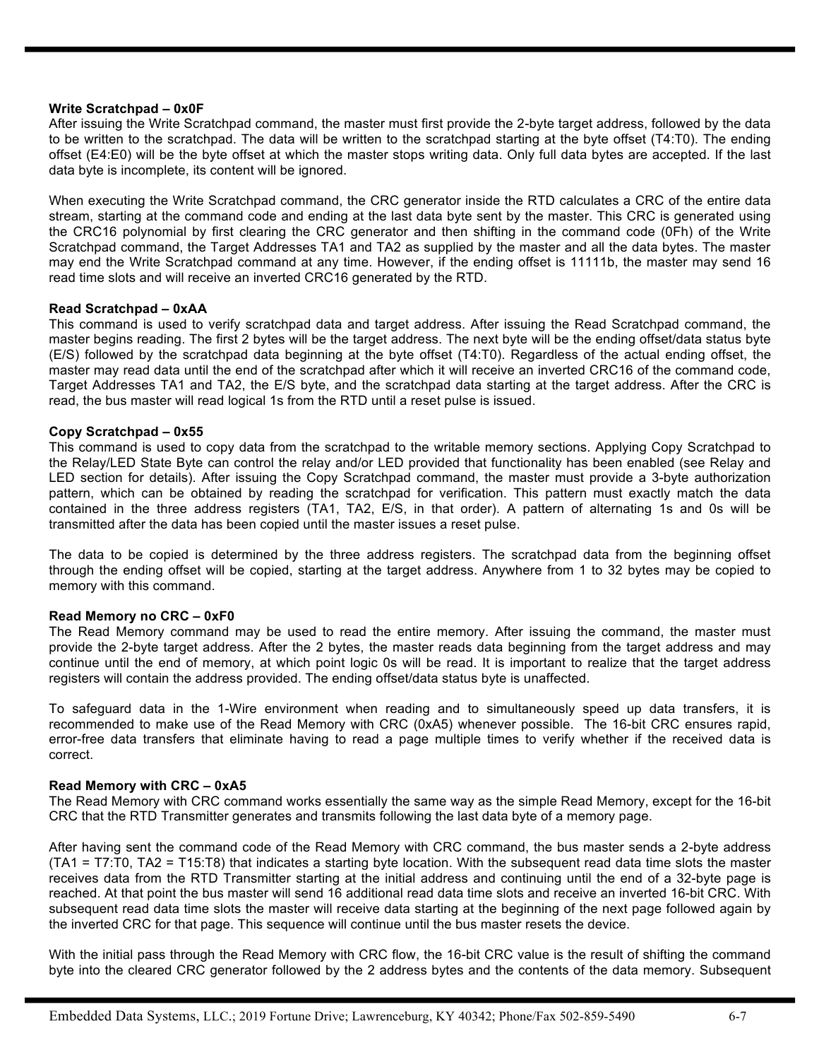**Write Scratchpad – 0x0F**

After issuing the Write Scratchpad command, the master must first provide the 2-byte target address, followed by the data to be written to the scratchpad. The data will be written to the scratchpad starting at the byte offset (T4:T0). The ending offset (E4:E0) will be the byte offset at which the master stops writing data. Only full data bytes are accepted. If the last data byte is incomplete, its content will be ignored.

When executing the Write Scratchpad command, the CRC generator inside the RTD calculates a CRC of the entire data stream, starting at the command code and ending at the last data byte sent by the master. This CRC is generated using the CRC16 polynomial by first clearing the CRC generator and then shifting in the command code (0Fh) of the Write Scratchpad command, the Target Addresses TA1 and TA2 as supplied by the master and all the data bytes. The master may end the Write Scratchpad command at any time. However, if the ending offset is 11111b, the master may send 16 read time slots and will receive an inverted CRC16 generated by the RTD.

**Read Scratchpad – 0xAA**

This command is used to verify scratchpad data and target address. After issuing the Read Scratchpad command, the master begins reading. The first 2 bytes will be the target address. The next byte will be the ending offset/data status byte (E/S) followed by the scratchpad data beginning at the byte offset (T4:T0). Regardless of the actual ending offset, the master may read data until the end of the scratchpad after which it will receive an inverted CRC16 of the command code, Target Addresses TA1 and TA2, the E/S byte, and the scratchpad data starting at the target address. After the CRC is read, the bus master will read logical 1s from the RTD until a reset pulse is issued.

**Copy Scratchpad – 0x55**

This command is used to copy data from the scratchpad to the writable memory sections. Applying Copy Scratchpad to the Relay/LED State Byte can control the relay and/or LED provided that functionality has been enabled (see Relay and LED section for details). After issuing the Copy Scratchpad command, the master must provide a 3-byte authorization pattern, which can be obtained by reading the scratchpad for verification. This pattern must exactly match the data contained in the three address registers (TA1, TA2, E/S, in that order). A pattern of alternating 1s and 0s will be transmitted after the data has been copied until the master issues a reset pulse.

The data to be copied is determined by the three address registers. The scratchpad data from the beginning offset through the ending offset will be copied, starting at the target address. Anywhere from 1 to 32 bytes may be copied to memory with this command.

**Read Memory no CRC – 0xF0**

The Read Memory command may be used to read the entire memory. After issuing the command, the master must provide the 2-byte target address. After the 2 bytes, the master reads data beginning from the target address and may continue until the end of memory, at which point logic 0s will be read. It is important to realize that the target address registers will contain the address provided. The ending offset/data status byte is unaffected.

To safeguard data in the 1-Wire environment when reading and to simultaneously speed up data transfers, it is recommended to make use of the Read Memory with CRC (0xA5) whenever possible. The 16-bit CRC ensures rapid, error-free data transfers that eliminate having to read a page multiple times to verify whether if the received data is correct.

**Read Memory with CRC – 0xA5**

The Read Memory with CRC command works essentially the same way as the simple Read Memory, except for the 16-bit CRC that the RTD Transmitter generates and transmits following the last data byte of a memory page.

After having sent the command code of the Read Memory with CRC command, the bus master sends a 2-byte address (TA1 = T7:T0, TA2 = T15:T8) that indicates a starting byte location. With the subsequent read data time slots the master receives data from the RTD Transmitter starting at the initial address and continuing until the end of a 32-byte page is reached. At that point the bus master will send 16 additional read data time slots and receive an inverted 16-bit CRC. With subsequent read data time slots the master will receive data starting at the beginning of the next page followed again by the inverted CRC for that page. This sequence will continue until the bus master resets the device.

With the initial pass through the Read Memory with CRC flow, the 16-bit CRC value is the result of shifting the command byte into the cleared CRC generator followed by the 2 address bytes and the contents of the data memory. Subsequent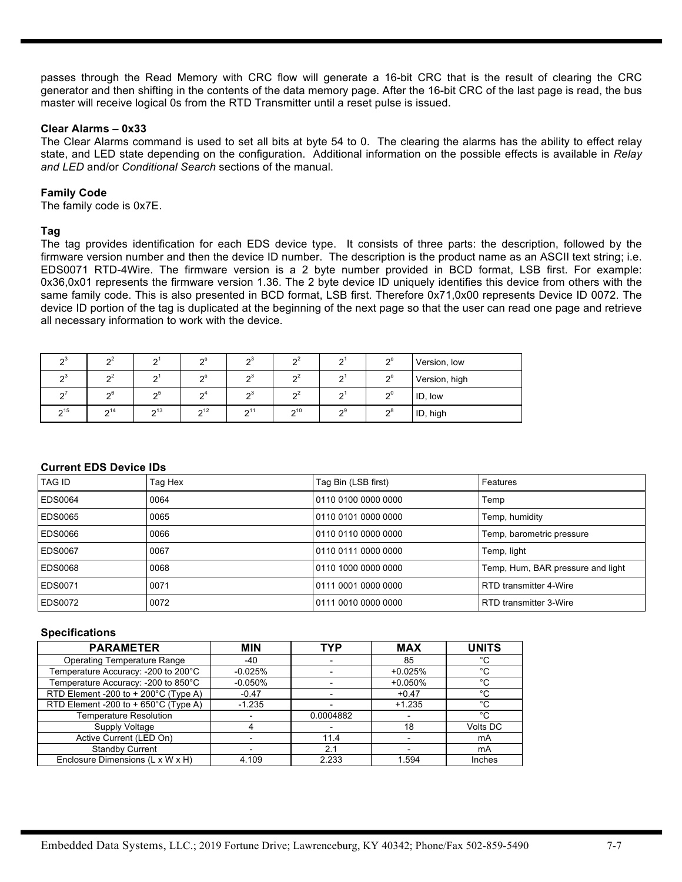passes through the Read Memory with CRC flow will generate a 16-bit CRC that is the result of clearing the CRC generator and then shifting in the contents of the data memory page. After the 16-bit CRC of the last page is read, the bus master will receive logical 0s from the RTD Transmitter until a reset pulse is issued.

**Clear Alarms – 0x33**
The Clear Alarms command is used to set all bits at byte 54 to 0. The clearing the alarms has the ability to effect relay state, and LED state depending on the configuration. Additional information on the possible effects is available in *Relay and LED* and/or *Conditional Search* sections of the manual.

**Family Code**
The family code is 0x7E.

**Tag**
The tag provides identification for each EDS device type. It consists of three parts: the description, followed by the firmware version number and then the device ID number. The description is the product name as an ASCII text string; i.e. EDS0071 RTD-4Wire. The firmware version is a 2 byte number provided in BCD format, LSB first. For example: 0x36,0x01 represents the firmware version 1.36. The 2 byte device ID uniquely identifies this device from others with the same family code. This is also presented in BCD format, LSB first. Therefore 0x71,0x00 represents Device ID 0072. The device ID portion of the tag is duplicated at the beginning of the next page so that the user can read one page and retrieve all necessary information to work with the device.

| | | | | | | | | |
|---|---|---|---|---|---|---|---|---|
| $2^3$ | $2^2$ | $2^1$ | $2^0$ | $2^3$ | $2^2$ | $2^1$ | $2^0$ | Version, low |
| $2^3$ | $2^2$ | $2^1$ | $2^0$ | $2^3$ | $2^2$ | $2^1$ | $2^0$ | Version, high |
| $2^7$ | $2^6$ | $2^5$ | $2^4$ | $2^3$ | $2^2$ | $2^1$ | $2^0$ | ID, low |
| $2^{15}$ | $2^{14}$ | $2^{13}$ | $2^{12}$ | $2^{11}$ | $2^{10}$ | $2^9$ | $2^8$ | ID, high |

**Current EDS Device IDs**

| TAG ID | Tag Hex | Tag Bin (LSB first) | Features |
|---|---|---|---|
| EDS0064 | 0064 | 0110 0100 0000 0000 | Temp |
| EDS0065 | 0065 | 0110 0101 0000 0000 | Temp, humidity |
| EDS0066 | 0066 | 0110 0110 0000 0000 | Temp, barometric pressure |
| EDS0067 | 0067 | 0110 0111 0000 0000 | Temp, light |
| EDS0068 | 0068 | 0110 1000 0000 0000 | Temp, Hum, BAR pressure and light |
| EDS0071 | 0071 | 0111 0001 0000 0000 | RTD transmitter 4-Wire |
| EDS0072 | 0072 | 0111 0010 0000 0000 | RTD transmitter 3-Wire |

**Specifications**

| PARAMETER | MIN | TYP | MAX | UNITS |
|---|---|---|---|---|
| Operating Temperature Range | -40 | - | 85 | °C |
| Temperature Accuracy: -200 to 200°C | -0.025% | - | +0.025% | °C |
| Temperature Accuracy: -200 to 850°C | -0.050% | - | +0.050% | °C |
| RTD Element -200 to + 200°C (Type A) | -0.47 | - | +0.47 | °C |
| RTD Element -200 to + 650°C (Type A) | -1.235 | - | +1.235 | °C |
| Temperature Resolution | - | 0.0004882 | - | °C |
| Supply Voltage | 4 | - | 18 | Volts DC |
| Active Current (LED On) | - | 11.4 | - | mA |
| Standby Current | - | 2.1 | - | mA |
| Enclosure Dimensions (L x W x H) | 4.109 | 2.233 | 1.594 | Inches |